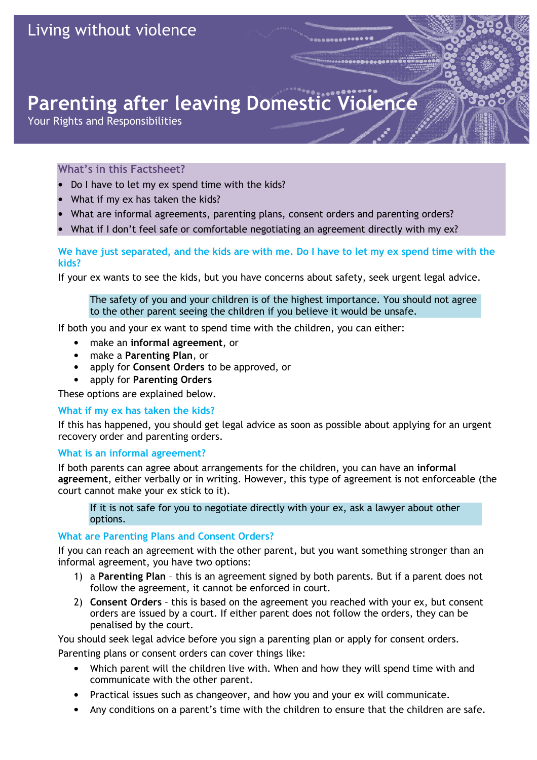Living without violence

# Parenting after leaving Domestic Violence

Your Rights and Responsibilities

### What's in this Factsheet?

- Do I have to let my ex spend time with the kids?
- What if my ex has taken the kids?
- What are informal agreements, parenting plans, consent orders and parenting orders?
- What if I don't feel safe or comfortable negotiating an agreement directly with my ex?

### We have just separated, and the kids are with me. Do I have to let my ex spend time with the kids?

If your ex wants to see the kids, but you have concerns about safety, seek urgent legal advice.

> The safety of you and your children is of the highest importance. You should not agree to the other parent seeing the children if you believe it would be unsafe.

If both you and your ex want to spend time with the children, you can either:

- make an **informal agreement**, or
- make a **Parenting Plan**, or
- apply for **Consent Orders** to be approved, or
- apply for **Parenting Orders**

These options are explained below.

### What if my ex has taken the kids?

If this has happened, you should get legal advice as soon as possible about applying for an urgent recovery order and parenting orders.

### What is an informal agreement?

If both parents can agree about arrangements for the children, you can have an **informal agreement**, either verbally or in writing. However, this type of agreement is not enforceable (the court cannot make your ex stick to it).

> If it is not safe for you to negotiate directly with your ex, ask a lawyer about other options.

### What are Parenting Plans and Consent Orders?

If you can reach an agreement with the other parent, but you want something stronger than an informal agreement, you have two options:

1) a **Parenting Plan** – this is an agreement signed by both parents. But if a parent does not follow the agreement, it cannot be enforced in court.
2) **Consent Orders** – this is based on the agreement you reached with your ex, but consent orders are issued by a court. If either parent does not follow the orders, they can be penalised by the court.

You should seek legal advice before you sign a parenting plan or apply for consent orders.

Parenting plans or consent orders can cover things like:

- Which parent will the children live with. When and how they will spend time with and communicate with the other parent.
- Practical issues such as changeover, and how you and your ex will communicate.
- Any conditions on a parent's time with the children to ensure that the children are safe.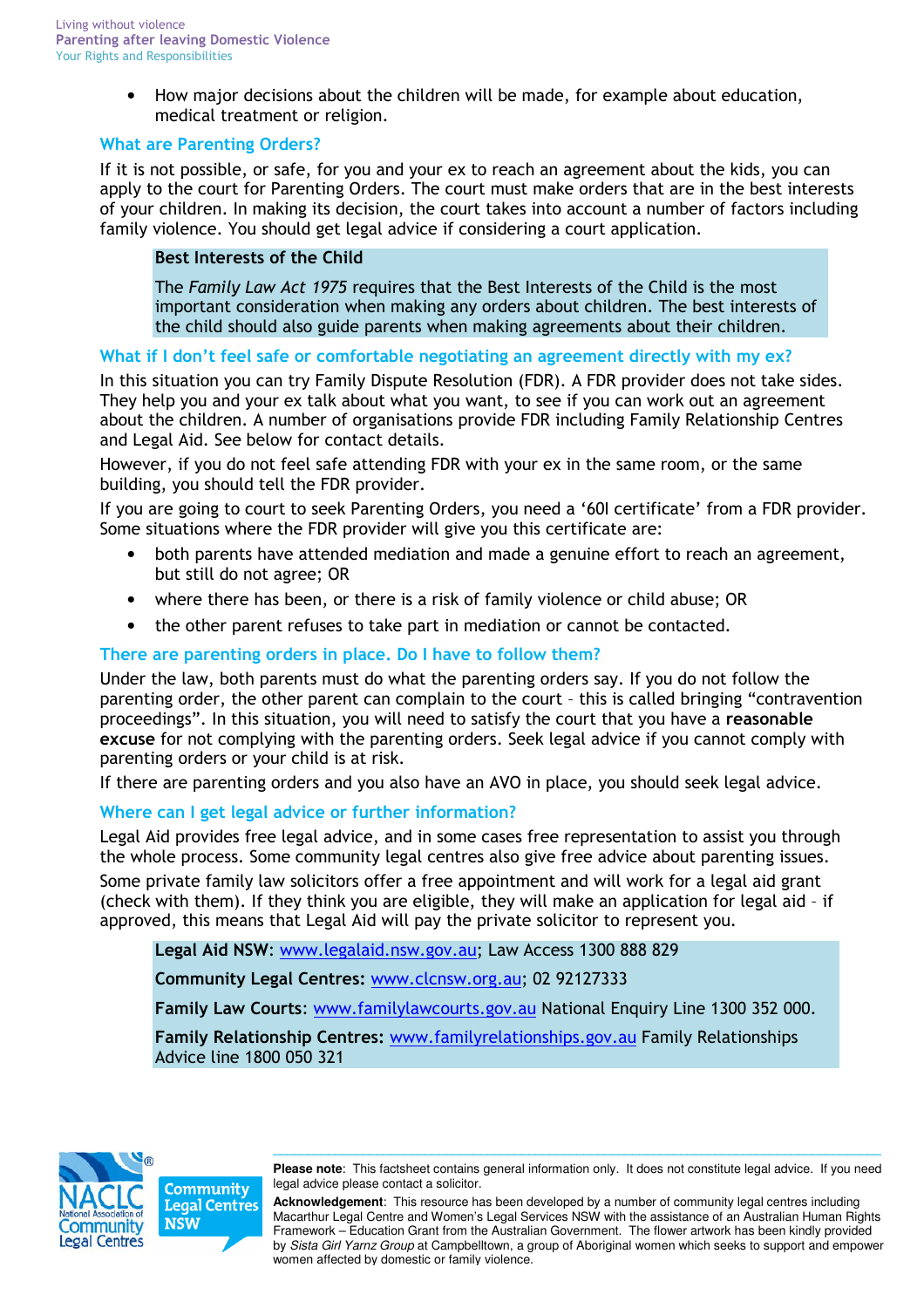- How major decisions about the children will be made, for example about education, medical treatment or religion.

## What are Parenting Orders?

If it is not possible, or safe, for you and your ex to reach an agreement about the kids, you can apply to the court for Parenting Orders. The court must make orders that are in the best interests of your children. In making its decision, the court takes into account a number of factors including family violence. You should get legal advice if considering a court application.

> **Best Interests of the Child**
>
> The *Family Law Act 1975* requires that the Best Interests of the Child is the most important consideration when making any orders about children. The best interests of the child should also guide parents when making agreements about their children.

## What if I don't feel safe or comfortable negotiating an agreement directly with my ex?

In this situation you can try Family Dispute Resolution (FDR). A FDR provider does not take sides. They help you and your ex talk about what you want, to see if you can work out an agreement about the children. A number of organisations provide FDR including Family Relationship Centres and Legal Aid. See below for contact details.

However, if you do not feel safe attending FDR with your ex in the same room, or the same building, you should tell the FDR provider.

If you are going to court to seek Parenting Orders, you need a '60I certificate' from a FDR provider. Some situations where the FDR provider will give you this certificate are:

- both parents have attended mediation and made a genuine effort to reach an agreement, but still do not agree; OR
- where there has been, or there is a risk of family violence or child abuse; OR
- the other parent refuses to take part in mediation or cannot be contacted.

## There are parenting orders in place. Do I have to follow them?

Under the law, both parents must do what the parenting orders say. If you do not follow the parenting order, the other parent can complain to the court – this is called bringing "contravention proceedings". In this situation, you will need to satisfy the court that you have a **reasonable excuse** for not complying with the parenting orders. Seek legal advice if you cannot comply with parenting orders or your child is at risk.

If there are parenting orders and you also have an AVO in place, you should seek legal advice.

## Where can I get legal advice or further information?

Legal Aid provides free legal advice, and in some cases free representation to assist you through the whole process. Some community legal centres also give free advice about parenting issues.

Some private family law solicitors offer a free appointment and will work for a legal aid grant (check with them). If they think you are eligible, they will make an application for legal aid – if approved, this means that Legal Aid will pay the private solicitor to represent you.

> **Legal Aid NSW**: www.legalaid.nsw.gov.au; Law Access 1300 888 829
>
> **Community Legal Centres:** www.clcnsw.org.au; 02 92127333
>
> **Family Law Courts**: www.familylawcourts.gov.au National Enquiry Line 1300 352 000.
>
> **Family Relationship Centres:** www.familyrelationships.gov.au Family Relationships Advice line 1800 050 321

**Please note**: This factsheet contains general information only. It does not constitute legal advice. If you need legal advice please contact a solicitor.

**Acknowledgement**: This resource has been developed by a number of community legal centres including Macarthur Legal Centre and Women's Legal Services NSW with the assistance of an Australian Human Rights Framework – Education Grant from the Australian Government. The flower artwork has been kindly provided by *Sista Girl Yarnz Group* at Campbelltown, a group of Aboriginal women which seeks to support and empower women affected by domestic or family violence.